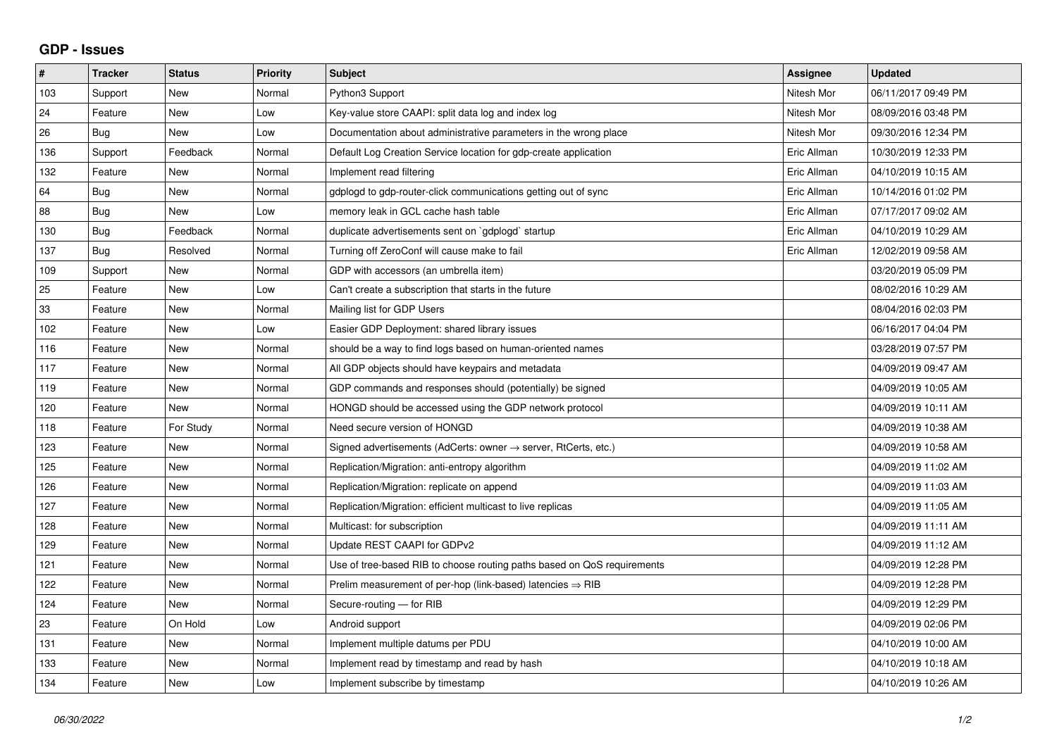# GDP - Issues

| # | Tracker | Status | Priority | Subject | Assignee | Updated |
|---|---|---|---|---|---|---|
| 103 | Support | New | Normal | Python3 Support | Nitesh Mor | 06/11/2017 09:49 PM |
| 24 | Feature | New | Low | Key-value store CAAPI: split data log and index log | Nitesh Mor | 08/09/2016 03:48 PM |
| 26 | Bug | New | Low | Documentation about administrative parameters in the wrong place | Nitesh Mor | 09/30/2016 12:34 PM |
| 136 | Support | Feedback | Normal | Default Log Creation Service location for gdp-create application | Eric Allman | 10/30/2019 12:33 PM |
| 132 | Feature | New | Normal | Implement read filtering | Eric Allman | 04/10/2019 10:15 AM |
| 64 | Bug | New | Normal | gdplogd to gdp-router-click communications getting out of sync | Eric Allman | 10/14/2016 01:02 PM |
| 88 | Bug | New | Low | memory leak in GCL cache hash table | Eric Allman | 07/17/2017 09:02 AM |
| 130 | Bug | Feedback | Normal | duplicate advertisements sent on `gdplogd` startup | Eric Allman | 04/10/2019 10:29 AM |
| 137 | Bug | Resolved | Normal | Turning off ZeroConf will cause make to fail | Eric Allman | 12/02/2019 09:58 AM |
| 109 | Support | New | Normal | GDP with accessors (an umbrella item) | | 03/20/2019 05:09 PM |
| 25 | Feature | New | Low | Can't create a subscription that starts in the future | | 08/02/2016 10:29 AM |
| 33 | Feature | New | Normal | Mailing list for GDP Users | | 08/04/2016 02:03 PM |
| 102 | Feature | New | Low | Easier GDP Deployment: shared library issues | | 06/16/2017 04:04 PM |
| 116 | Feature | New | Normal | should be a way to find logs based on human-oriented names | | 03/28/2019 07:57 PM |
| 117 | Feature | New | Normal | All GDP objects should have keypairs and metadata | | 04/09/2019 09:47 AM |
| 119 | Feature | New | Normal | GDP commands and responses should (potentially) be signed | | 04/09/2019 10:05 AM |
| 120 | Feature | New | Normal | HONGD should be accessed using the GDP network protocol | | 04/09/2019 10:11 AM |
| 118 | Feature | For Study | Normal | Need secure version of HONGD | | 04/09/2019 10:38 AM |
| 123 | Feature | New | Normal | Signed advertisements (AdCerts: owner → server, RtCerts, etc.) | | 04/09/2019 10:58 AM |
| 125 | Feature | New | Normal | Replication/Migration: anti-entropy algorithm | | 04/09/2019 11:02 AM |
| 126 | Feature | New | Normal | Replication/Migration: replicate on append | | 04/09/2019 11:03 AM |
| 127 | Feature | New | Normal | Replication/Migration: efficient multicast to live replicas | | 04/09/2019 11:05 AM |
| 128 | Feature | New | Normal | Multicast: for subscription | | 04/09/2019 11:11 AM |
| 129 | Feature | New | Normal | Update REST CAAPI for GDPv2 | | 04/09/2019 11:12 AM |
| 121 | Feature | New | Normal | Use of tree-based RIB to choose routing paths based on QoS requirements | | 04/09/2019 12:28 PM |
| 122 | Feature | New | Normal | Prelim measurement of per-hop (link-based) latencies ⇒ RIB | | 04/09/2019 12:28 PM |
| 124 | Feature | New | Normal | Secure-routing — for RIB | | 04/09/2019 12:29 PM |
| 23 | Feature | On Hold | Low | Android support | | 04/09/2019 02:06 PM |
| 131 | Feature | New | Normal | Implement multiple datums per PDU | | 04/10/2019 10:00 AM |
| 133 | Feature | New | Normal | Implement read by timestamp and read by hash | | 04/10/2019 10:18 AM |
| 134 | Feature | New | Low | Implement subscribe by timestamp | | 04/10/2019 10:26 AM |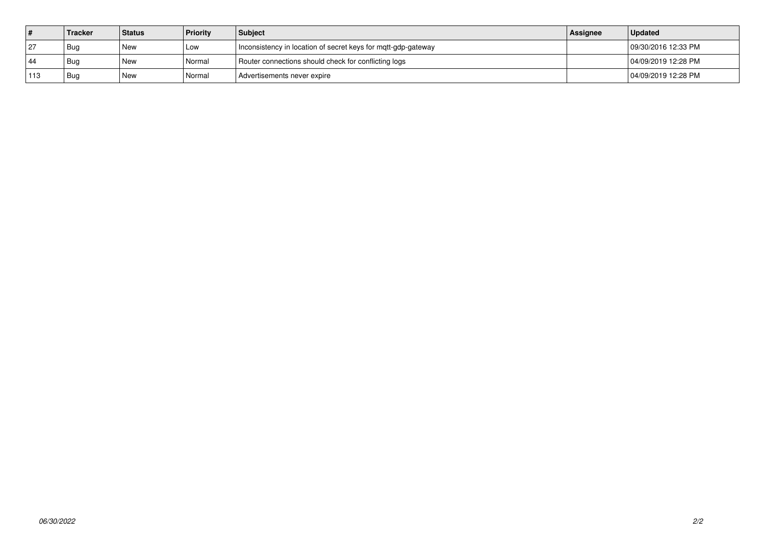| # | Tracker | Status | Priority | Subject | Assignee | Updated |
|---|---|---|---|---|---|---|
| 27 | Bug | New | Low | Inconsistency in location of secret keys for mqtt-gdp-gateway | | 09/30/2016 12:33 PM |
| 44 | Bug | New | Normal | Router connections should check for conflicting logs | | 04/09/2019 12:28 PM |
| 113 | Bug | New | Normal | Advertisements never expire | | 04/09/2019 12:28 PM |